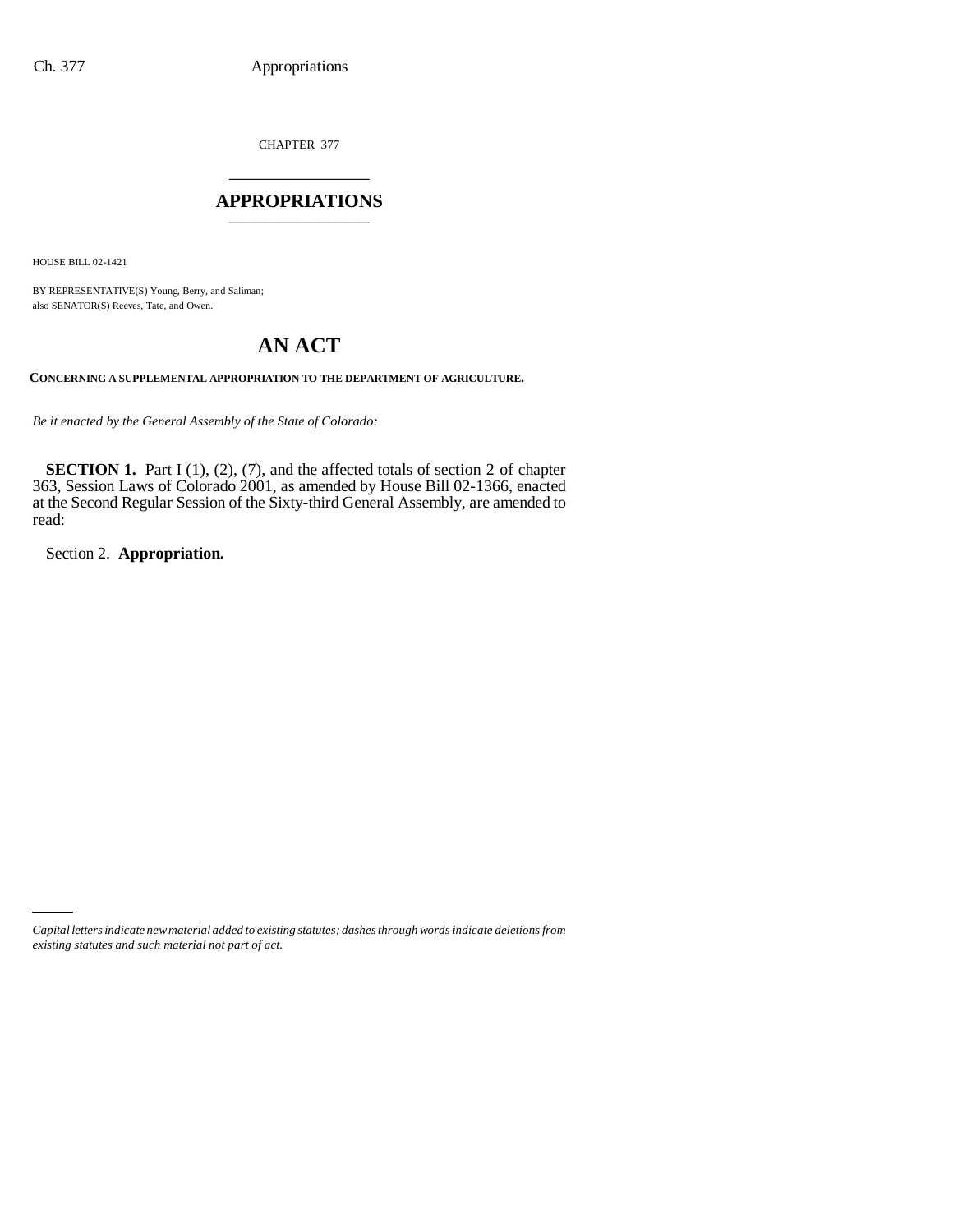CHAPTER 377

# APPROPRIATIONS

HOUSE BILL 02-1421

BY REPRESENTATIVE(S) Young, Berry, and Saliman;
also SENATOR(S) Reeves, Tate, and Owen.

## AN ACT

**CONCERNING A SUPPLEMENTAL APPROPRIATION TO THE DEPARTMENT OF AGRICULTURE.**

*Be it enacted by the General Assembly of the State of Colorado:*

**SECTION 1.** Part I (1), (2), (7), and the affected totals of section 2 of chapter 363, Session Laws of Colorado 2001, as amended by House Bill 02-1366, enacted at the Second Regular Session of the Sixty-third General Assembly, are amended to read:

Section 2. **Appropriation.**

*Capital letters indicate new material added to existing statutes; dashes through words indicate deletions from existing statutes and such material not part of act.*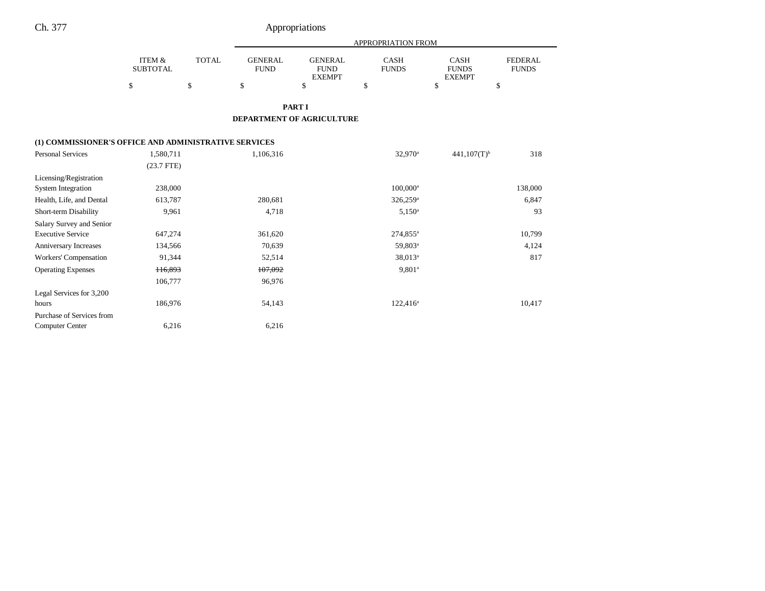|  | ITEM & SUBTOTAL | TOTAL | APPROPRIATION FROM GENERAL FUND | GENERAL FUND EXEMPT | CASH FUNDS | CASH FUNDS EXEMPT | FEDERAL FUNDS |
|---|---|---|---|---|---|---|---|
|  | $ | $ | $ | $ | $ | $ | $ |

**PART I**

**DEPARTMENT OF AGRICULTURE**

**(1) COMMISSIONER'S OFFICE AND ADMINISTRATIVE SERVICES**

|  | ITEM & SUBTOTAL | TOTAL | GENERAL FUND | GENERAL FUND EXEMPT | CASH FUNDS | CASH FUNDS EXEMPT | FEDERAL FUNDS |
|---|---|---|---|---|---|---|---|
| Personal Services | 1,580,711 |  | 1,106,316 |  | 32,970[a] | 441,107(T)[b] | 318 |
|  | (23.7 FTE) |  |  |  |  |  |  |
| Licensing/Registration System Integration | 238,000 |  |  |  | 100,000[a] |  | 138,000 |
| Health, Life, and Dental | 613,787 |  | 280,681 |  | 326,259[a] |  | 6,847 |
| Short-term Disability | 9,961 |  | 4,718 |  | 5,150[a] |  | 93 |
| Salary Survey and Senior Executive Service | 647,274 |  | 361,620 |  | 274,855[a] |  | 10,799 |
| Anniversary Increases | 134,566 |  | 70,639 |  | 59,803[a] |  | 4,124 |
| Workers' Compensation | 91,344 |  | 52,514 |  | 38,013[a] |  | 817 |
| Operating Expenses | ~~116,893~~ |  | ~~107,092~~ |  | 9,801[a] |  |  |
|  | 106,777 |  | 96,976 |  |  |  |  |
| Legal Services for 3,200 hours | 186,976 |  | 54,143 |  | 122,416[a] |  | 10,417 |
| Purchase of Services from Computer Center | 6,216 |  | 6,216 |  |  |  |  |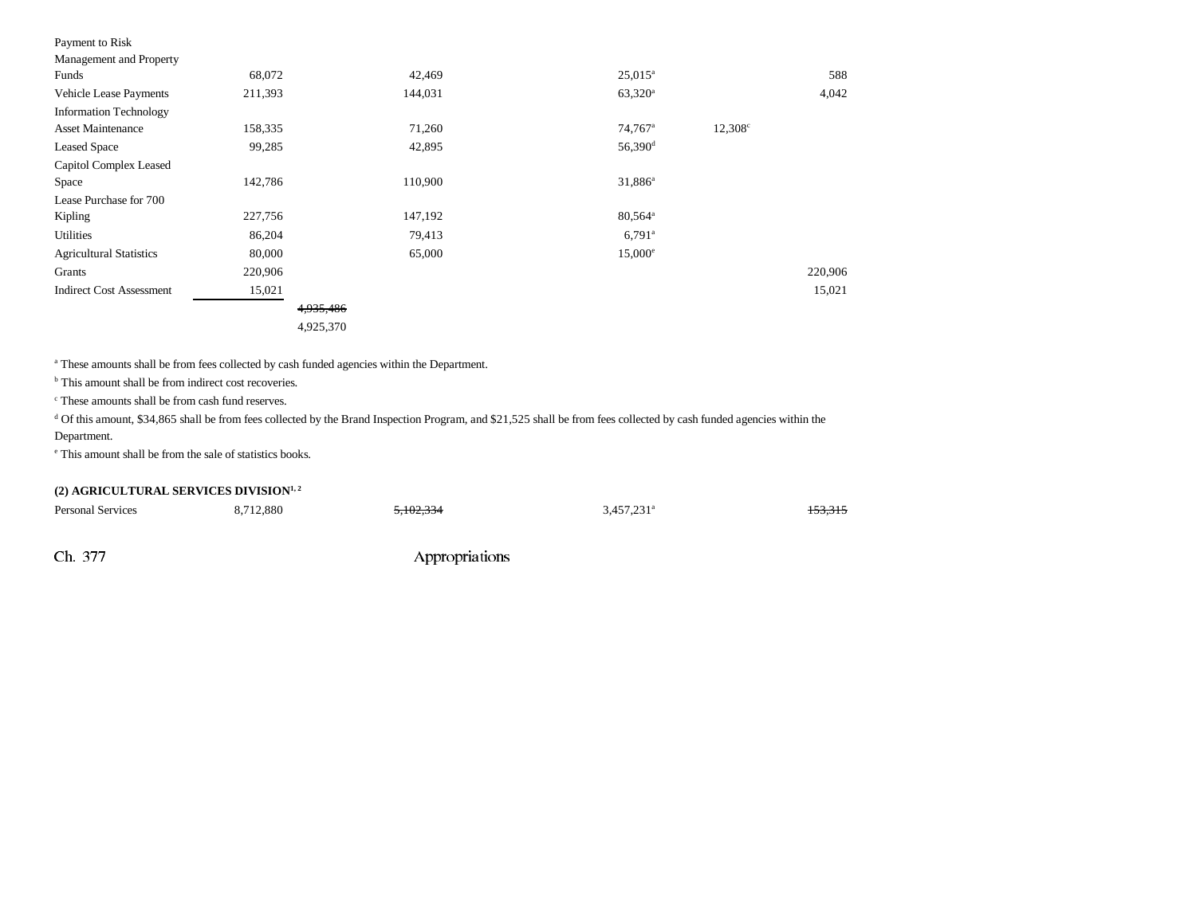| | | | | | |
|---|---|---|---|---|---|
| Payment to Risk Management and Property Funds | 68,072 | 42,469 | 25,015[a] | | 588 |
| Vehicle Lease Payments | 211,393 | 144,031 | 63,320[a] | | 4,042 |
| Information Technology Asset Maintenance | 158,335 | 71,260 | 74,767[a] | 12,308[c] | |
| Leased Space | 99,285 | 42,895 | 56,390[d] | | |
| Capitol Complex Leased Space | 142,786 | 110,900 | 31,886[a] | | |
| Lease Purchase for 700 Kipling | 227,756 | 147,192 | 80,564[a] | | |
| Utilities | 86,204 | 79,413 | 6,791[a] | | |
| Agricultural Statistics | 80,000 | 65,000 | 15,000[e] | | |
| Grants | 220,906 | | | | 220,906 |
| Indirect Cost Assessment | 15,021 | | | | 15,021 |
| | ~~4,935,486~~ 4,925,370 | | | | |

[a] These amounts shall be from fees collected by cash funded agencies within the Department.

[b] This amount shall be from indirect cost recoveries.

[c] These amounts shall be from cash fund reserves.

[d] Of this amount, $34,865 shall be from fees collected by the Brand Inspection Program, and $21,525 shall be from fees collected by cash funded agencies within the Department.

[e] This amount shall be from the sale of statistics books.

**(2) AGRICULTURAL SERVICES DIVISION[1, 2]**

| | | | | |
|---|---|---|---|---|
| Personal Services | 8,712,880 | ~~5,102,334~~ | 3,457,231[a] | ~~153,315~~ |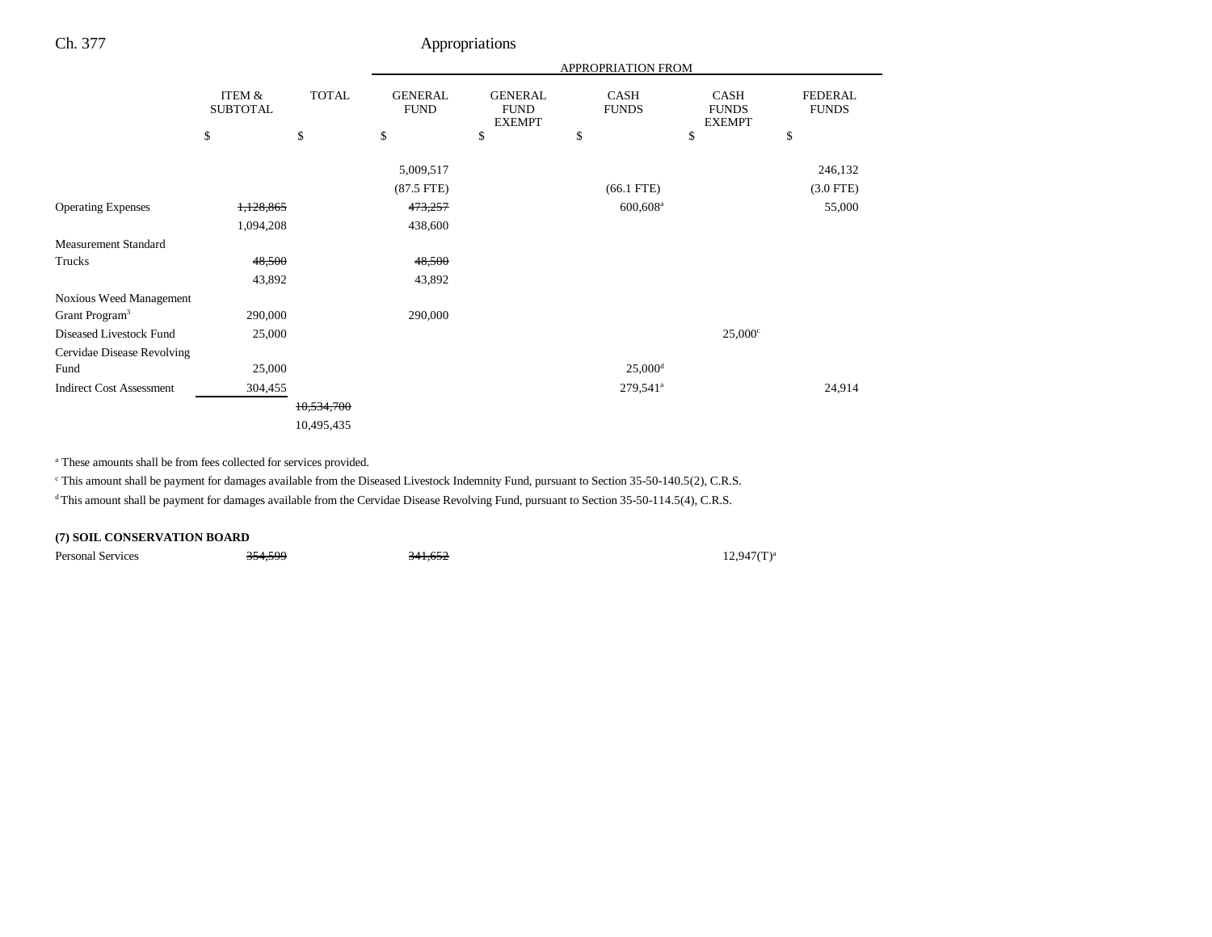| | ITEM & SUBTOTAL | TOTAL | APPROPRIATION FROM GENERAL FUND | GENERAL FUND EXEMPT | CASH FUNDS | CASH FUNDS EXEMPT | FEDERAL FUNDS |
|---|---|---|---|---|---|---|---|
| | $ | $ | $ | $ | $ | $ | $ |
| | | | 5,009,517 | | | | 246,132 |
| | | | (87.5 FTE) | | (66.1 FTE) | | (3.0 FTE) |
| Operating Expenses | ~~1,128,865~~ | | ~~473,257~~ | | 600,608[a] | | 55,000 |
| | 1,094,208 | | 438,600 | | | | |
| Measurement Standard Trucks | ~~48,500~~ | | ~~48,500~~ | | | | |
| | 43,892 | | 43,892 | | | | |
| Noxious Weed Management Grant Program[3] | 290,000 | | 290,000 | | | | |
| Diseased Livestock Fund | 25,000 | | | | | 25,000[c] | |
| Cervidae Disease Revolving Fund | 25,000 | | | | 25,000[d] | | |
| Indirect Cost Assessment | 304,455 | | | | 279,541[a] | | 24,914 |
| | | ~~10,534,700~~ | | | | | |
| | | 10,495,435 | | | | | |

[a] These amounts shall be from fees collected for services provided.

[c] This amount shall be payment for damages available from the Diseased Livestock Indemnity Fund, pursuant to Section 35-50-140.5(2), C.R.S.

[d] This amount shall be payment for damages available from the Cervidae Disease Revolving Fund, pursuant to Section 35-50-114.5(4), C.R.S.

**(7) SOIL CONSERVATION BOARD**

| | ITEM & SUBTOTAL | TOTAL | GENERAL FUND | GENERAL FUND EXEMPT | CASH FUNDS | CASH FUNDS EXEMPT | FEDERAL FUNDS |
|---|---|---|---|---|---|---|---|
| Personal Services | ~~354,599~~ | | ~~341,652~~ | | | 12,947(T)[a] | |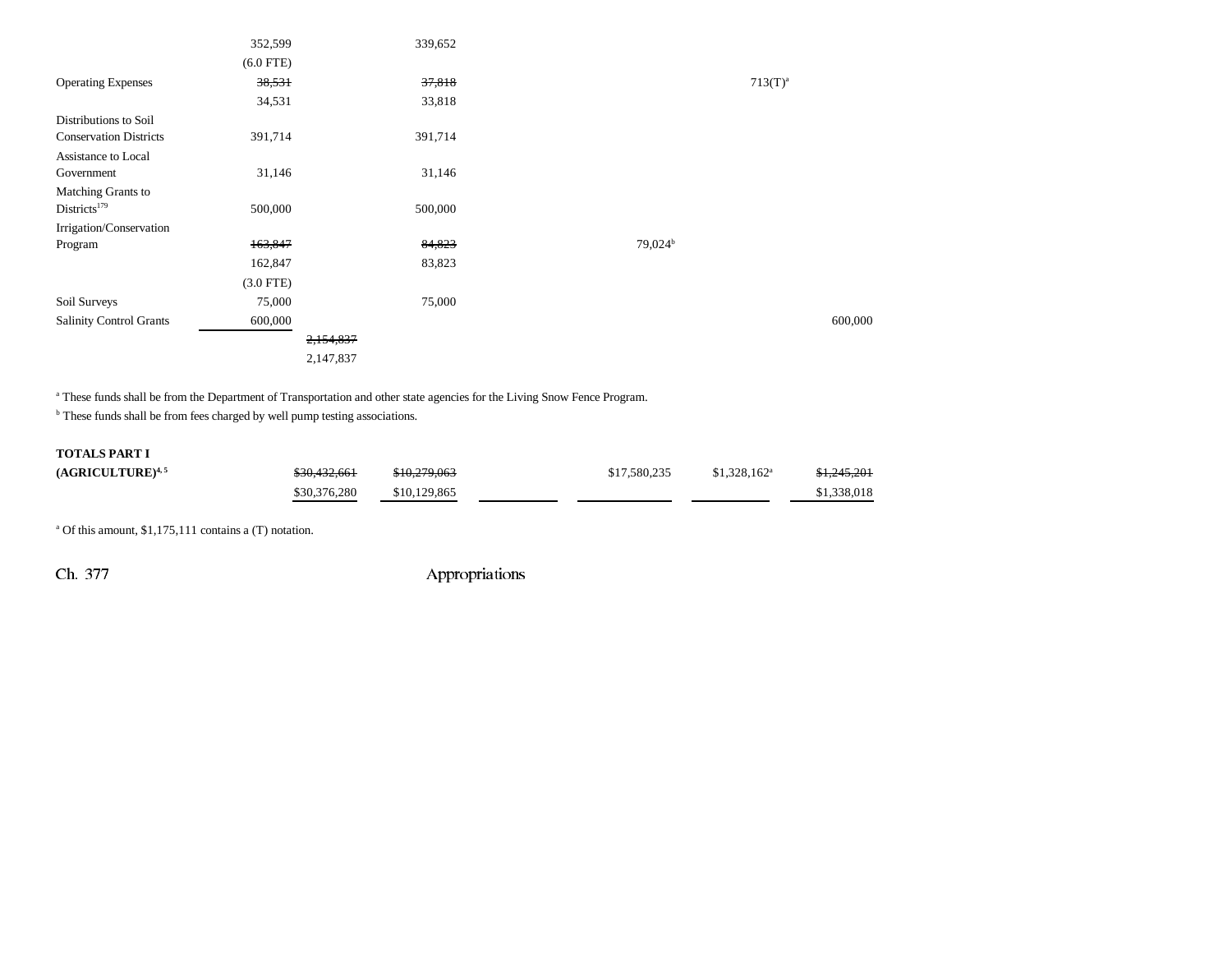| | | | | | | | |
|---|---|---|---|---|---|---|---|
| | 352,599 | | 339,652 | | | | |
| | (6.0 FTE) | | | | | | |
| Operating Expenses | ~~38,531~~ | | ~~37,818~~ | | | 713(T)[a] | |
| | 34,531 | | 33,818 | | | | |
| Distributions to Soil Conservation Districts | 391,714 | | 391,714 | | | | |
| Assistance to Local Government | 31,146 | | 31,146 | | | | |
| Matching Grants to Districts[179] | 500,000 | | 500,000 | | | | |
| Irrigation/Conservation Program | ~~163,847~~ | | ~~84,823~~ | | 79,024[b] | | |
| | 162,847 | | 83,823 | | | | |
| | (3.0 FTE) | | | | | | |
| Soil Surveys | 75,000 | | 75,000 | | | | |
| Salinity Control Grants | 600,000 | | | | | | 600,000 |
| | | ~~2,154,837~~ | | | | | |
| | | 2,147,837 | | | | | |

[a] These funds shall be from the Department of Transportation and other state agencies for the Living Snow Fence Program.

[b] These funds shall be from fees charged by well pump testing associations.

| | | | | | | |
|---|---|---|---|---|---|---|
| **TOTALS PART I (AGRICULTURE)**[4, 5] | ~~$30,432,661~~ | ~~$10,279,063~~ | | $17,580,235 | $1,328,162[a] | ~~$1,245,201~~ |
| | $30,376,280 | $10,129,865 | | | | $1,338,018 |

[a] Of this amount, $1,175,111 contains a (T) notation.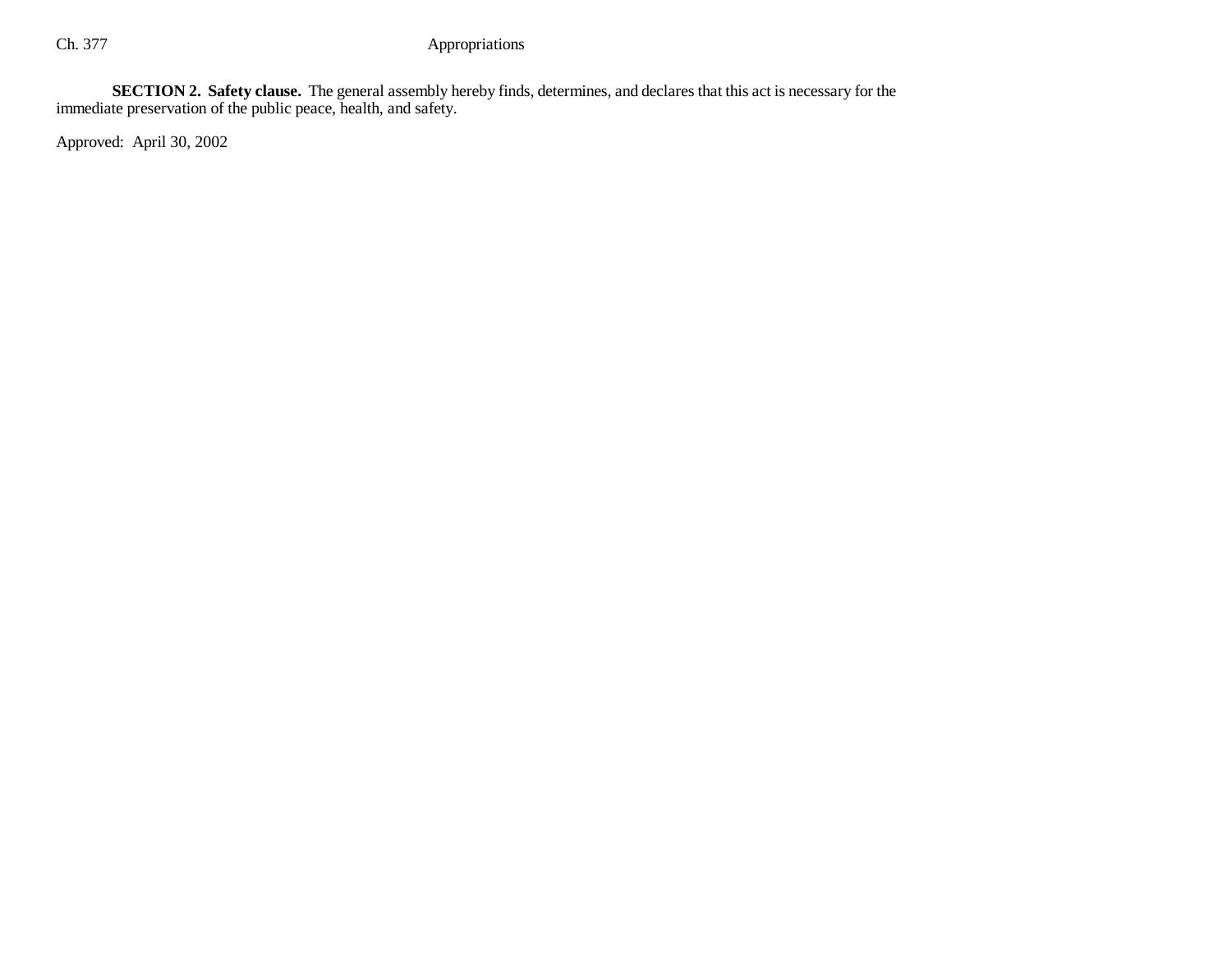**SECTION 2. Safety clause.** The general assembly hereby finds, determines, and declares that this act is necessary for the immediate preservation of the public peace, health, and safety.

Approved: April 30, 2002